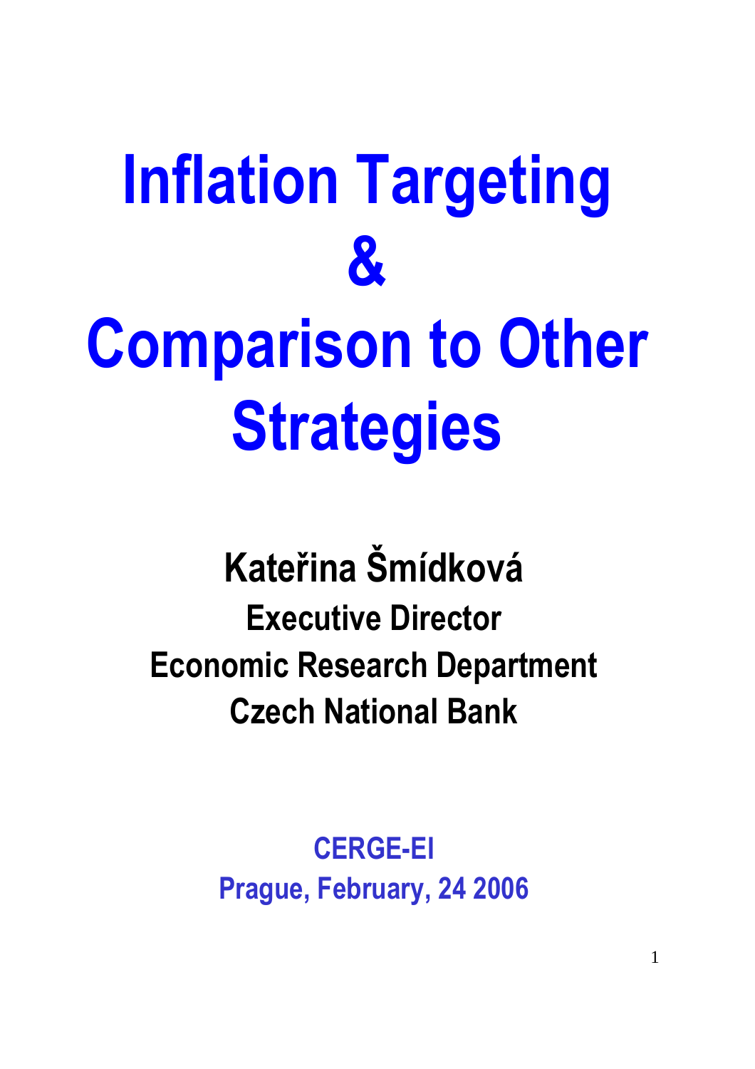# Inflation Targeting & Comparison to Other Strategies

**Kateřina Šmídková**

**Executive Director**

**Economic Research Department**

**Czech National Bank**

**CERGE-EI**

**Prague, February, 24 2006**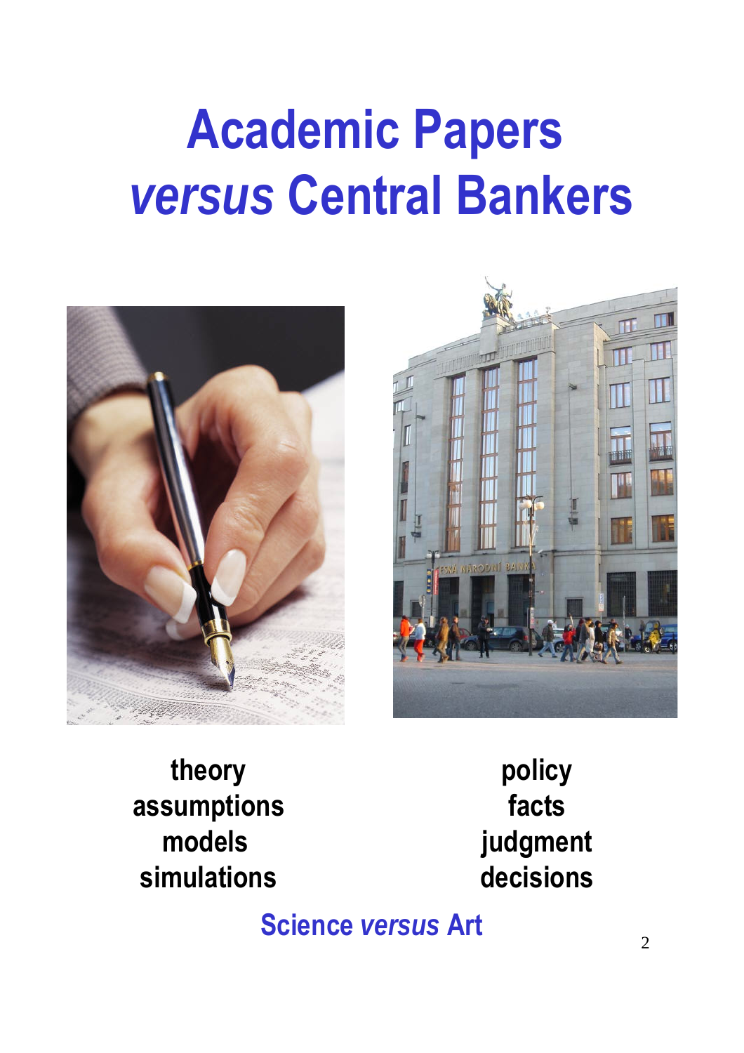# Academic Papers *versus* Central Bankers

theory
assumptions
models
simulations

policy
facts
judgment
decisions

**Science *versus* Art**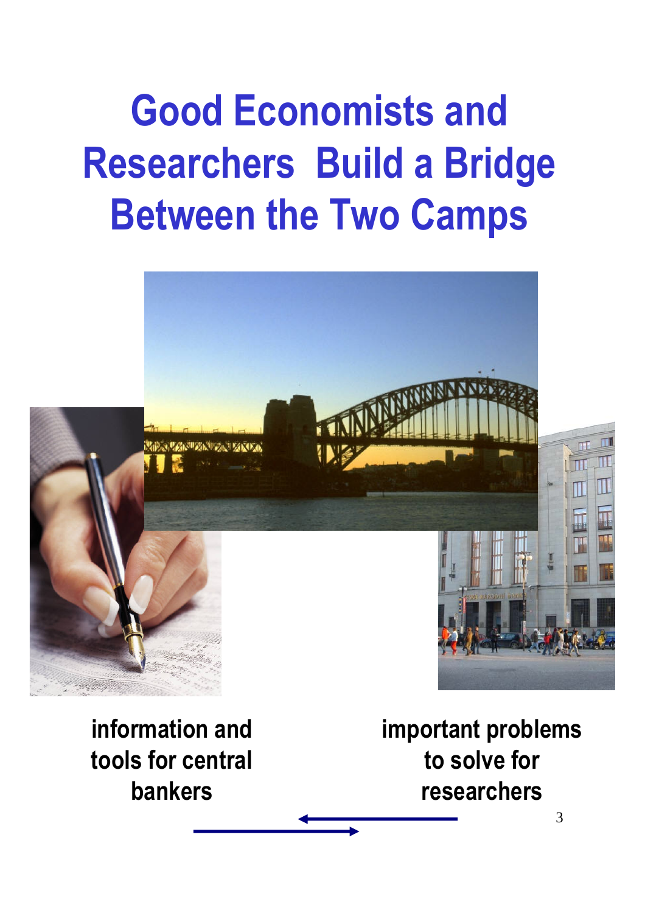# Good Economists and Researchers Build a Bridge Between the Two Camps

information and tools for central bankers

important problems to solve for researchers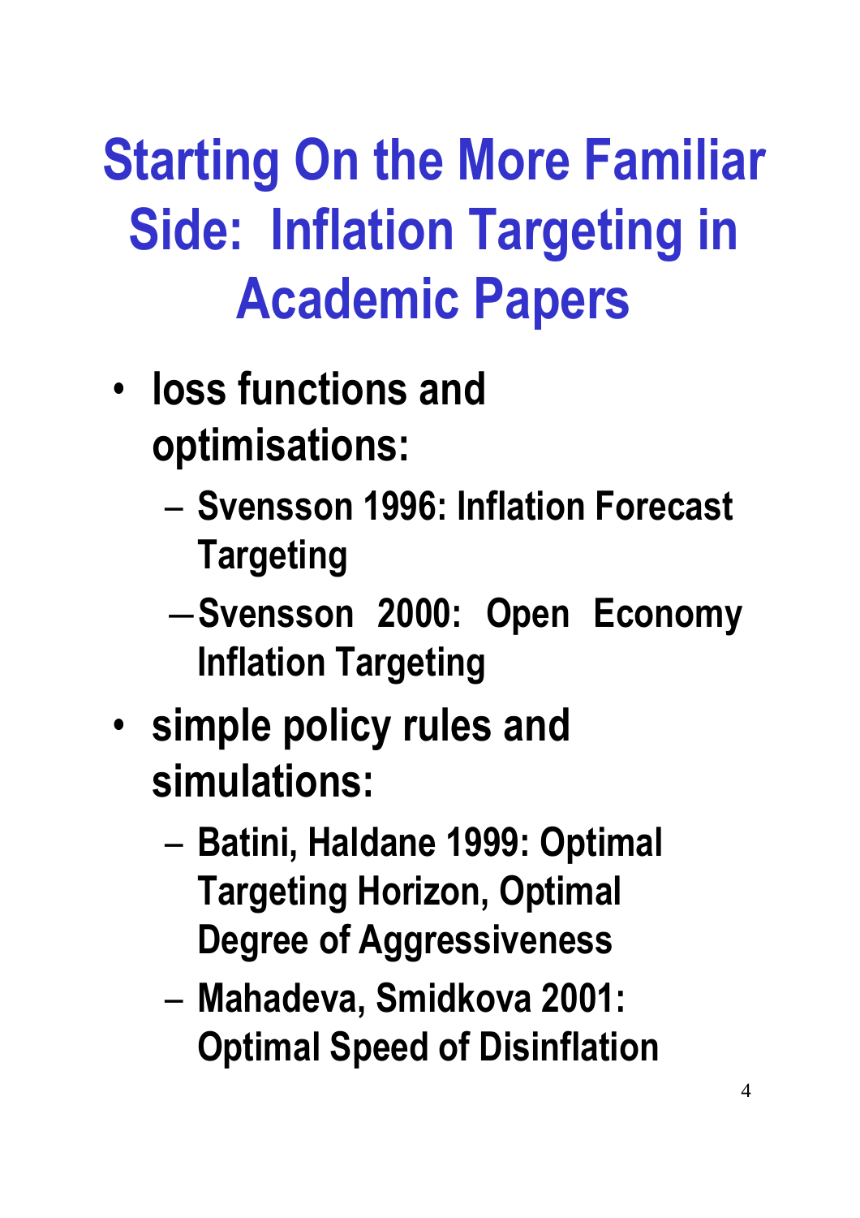# Starting On the More Familiar Side: Inflation Targeting in Academic Papers

- loss functions and optimisations:
  - Svensson 1996: Inflation Forecast Targeting
  - Svensson 2000: Open Economy Inflation Targeting
- simple policy rules and simulations:
  - Batini, Haldane 1999: Optimal Targeting Horizon, Optimal Degree of Aggressiveness
  - Mahadeva, Smidkova 2001: Optimal Speed of Disinflation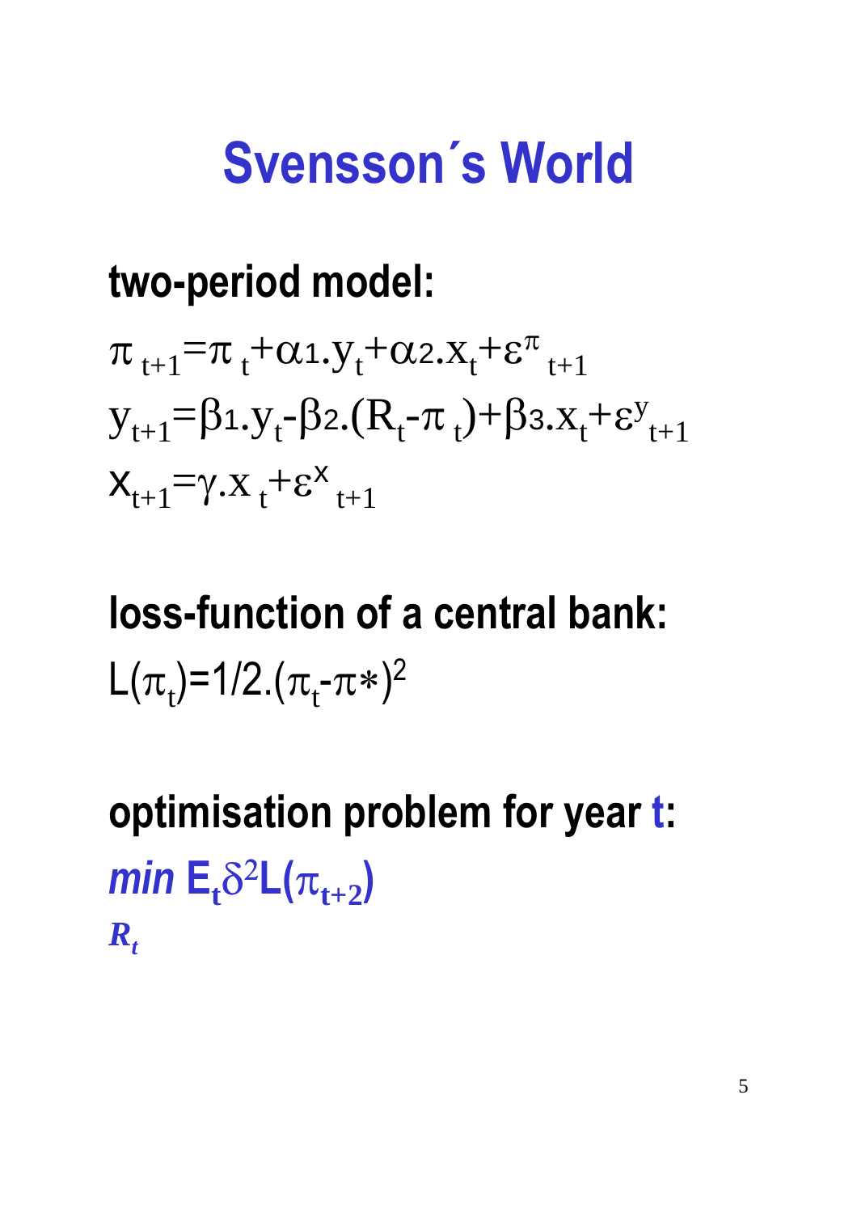# Svensson´s World

**two-period model:**

$$\pi_{t+1}=\pi_t+\alpha_1.y_t+\alpha_2.x_t+\varepsilon^{\pi}_{t+1}$$

$$y_{t+1}=\beta_1.y_t-\beta_2.(R_t-\pi_t)+\beta_3.x_t+\varepsilon^{y}_{t+1}$$

$$x_{t+1}=\gamma.x_t+\varepsilon^{x}_{t+1}$$

**loss-function of a central bank:**

$$L(\pi_t)=1/2.(\pi_t-\pi*)^2$$

**optimisation problem for year t:**

$$\min_{R_t} E_t\delta^2 L(\pi_{t+2})$$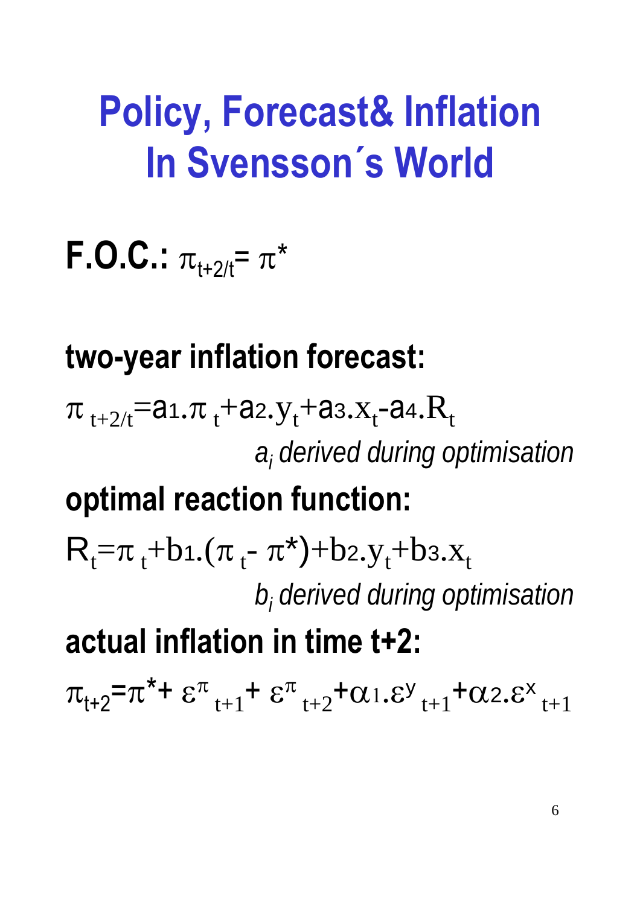# Policy, Forecast& Inflation In Svensson´s World

**F.O.C.:** $\pi_{t+2/t} = \pi^*$

**two-year inflation forecast:**

$$\pi_{t+2/t} = a_1 . \pi_t + a_2 . y_t + a_3 . x_t - a_4 . R_t$$

*$a_i$ derived during optimisation*

**optimal reaction function:**

$$R_t = \pi_t + b_1 . (\pi_t - \pi^*) + b_2 . y_t + b_3 . x_t$$

*$b_i$ derived during optimisation*

**actual inflation in time t+2:**

$$\pi_{t+2} = \pi^* + \varepsilon^{\pi}_{t+1} + \varepsilon^{\pi}_{t+2} + \alpha_1 . \varepsilon^{y}_{t+1} + \alpha_2 . \varepsilon^{x}_{t+1}$$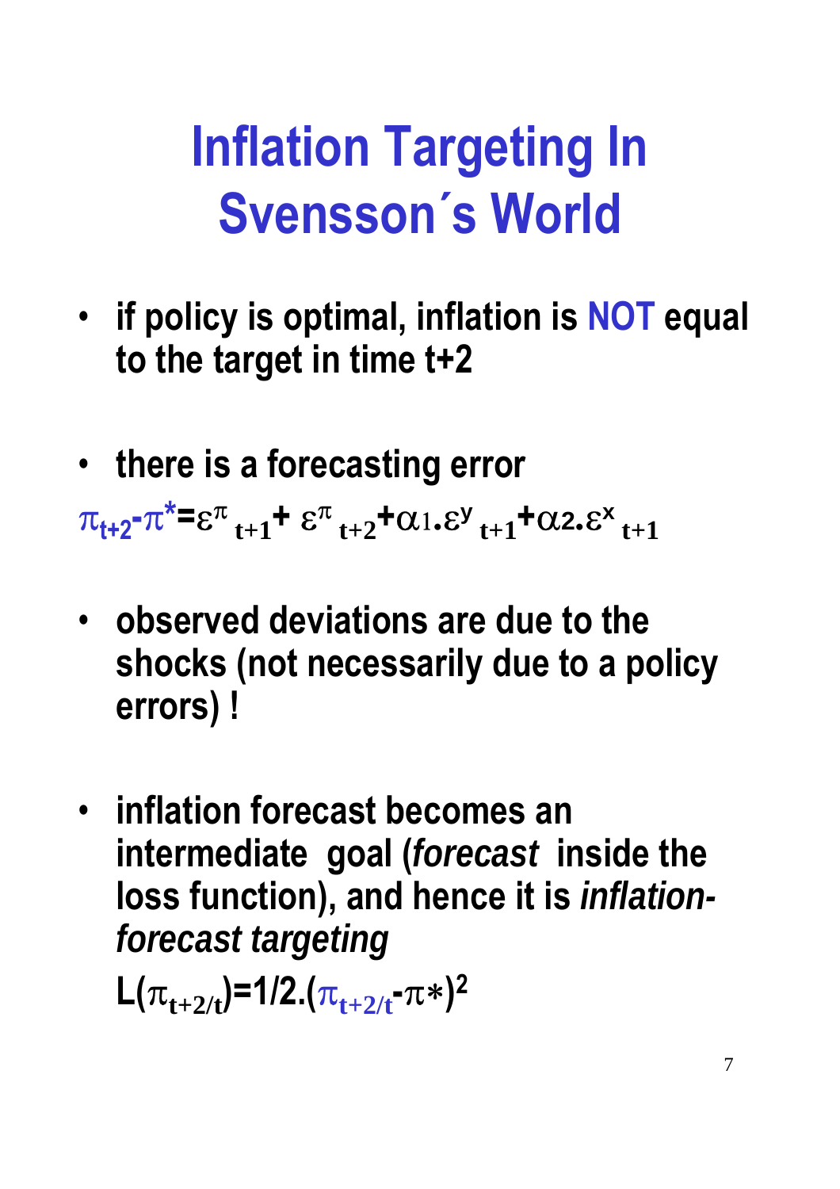# Inflation Targeting In Svensson´s World

- **if policy is optimal, inflation is NOT equal to the target in time t+2**

- **there is a forecasting error**

$$\pi_{t+2}-\pi^{*}=\varepsilon^{\pi}_{t+1}+\varepsilon^{\pi}_{t+2}+\alpha_1.\varepsilon^{y}_{t+1}+\alpha_2.\varepsilon^{x}_{t+1}$$

- **observed deviations are due to the shocks (not necessarily due to a policy errors) !**

- **inflation forecast becomes an intermediate goal (*forecast* inside the loss function), and hence it is *inflation-forecast targeting***

$$L(\pi_{t+2/t})=1/2.(\pi_{t+2/t}-\pi^{*})^2$$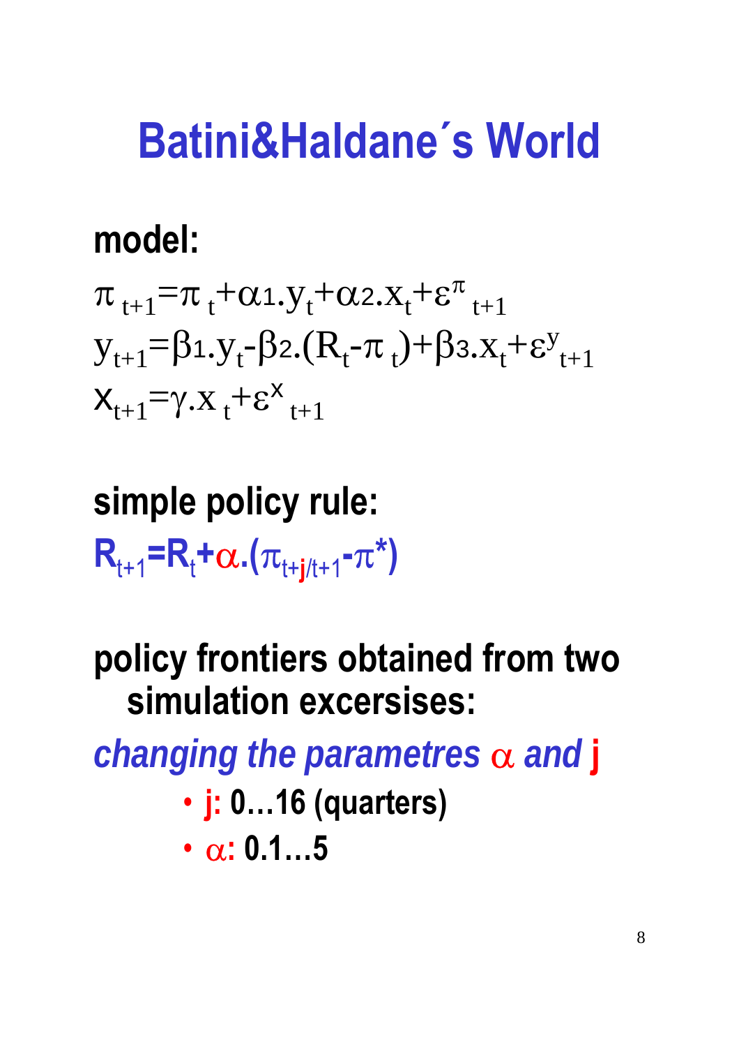# Batini&Haldane´s World

**model:**

$$\pi_{t+1}=\pi_t+\alpha_1 . y_t+\alpha_2 . x_t+\varepsilon^{\pi}_{t+1}$$

$$y_{t+1}=\beta_1 . y_t-\beta_2 .(R_t-\pi_t)+\beta_3 . x_t+\varepsilon^{y}_{t+1}$$

$$x_{t+1}=\gamma . x_t+\varepsilon^{x}_{t+1}$$

**simple policy rule:**

$$R_{t+1}=R_t+\alpha .(\pi_{t+j/t+1}-\pi^*)$$

**policy frontiers obtained from two simulation excersises:**

***changing the parametres $\alpha$ and j***

- **j: 0…16 (quarters)**
- **$\alpha$: 0.1…5**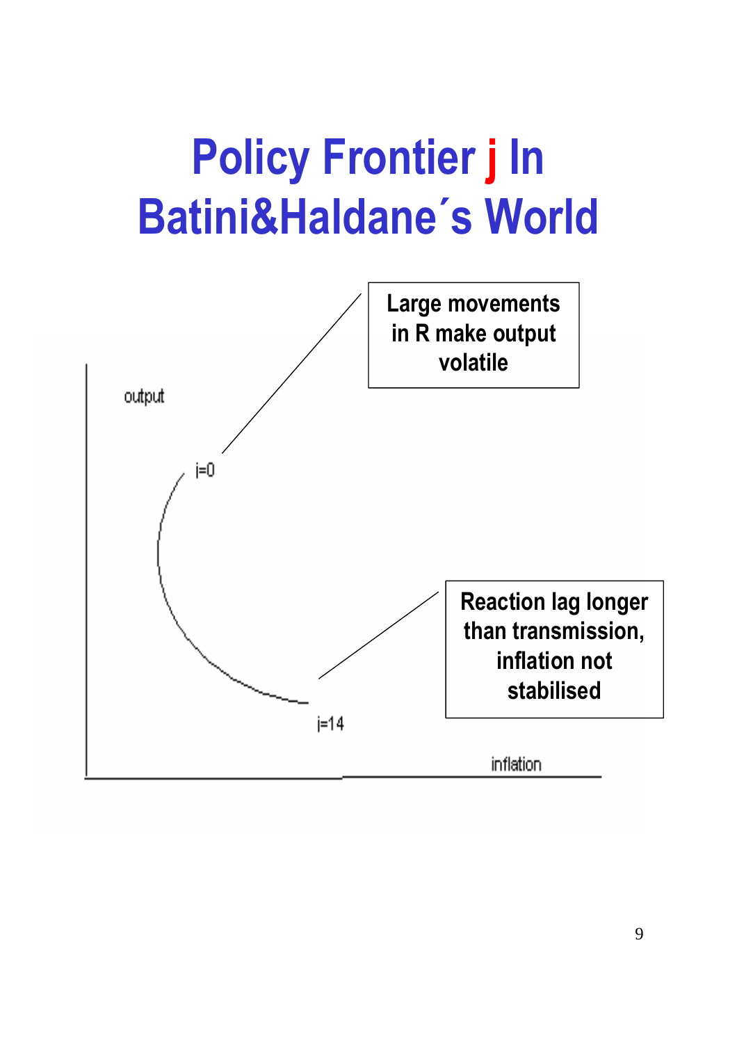# Policy Frontier j In Batini&Haldane´s World

output

j=0

Large movements in R make output volatile

Reaction lag longer than transmission, inflation not stabilised

j=14

inflation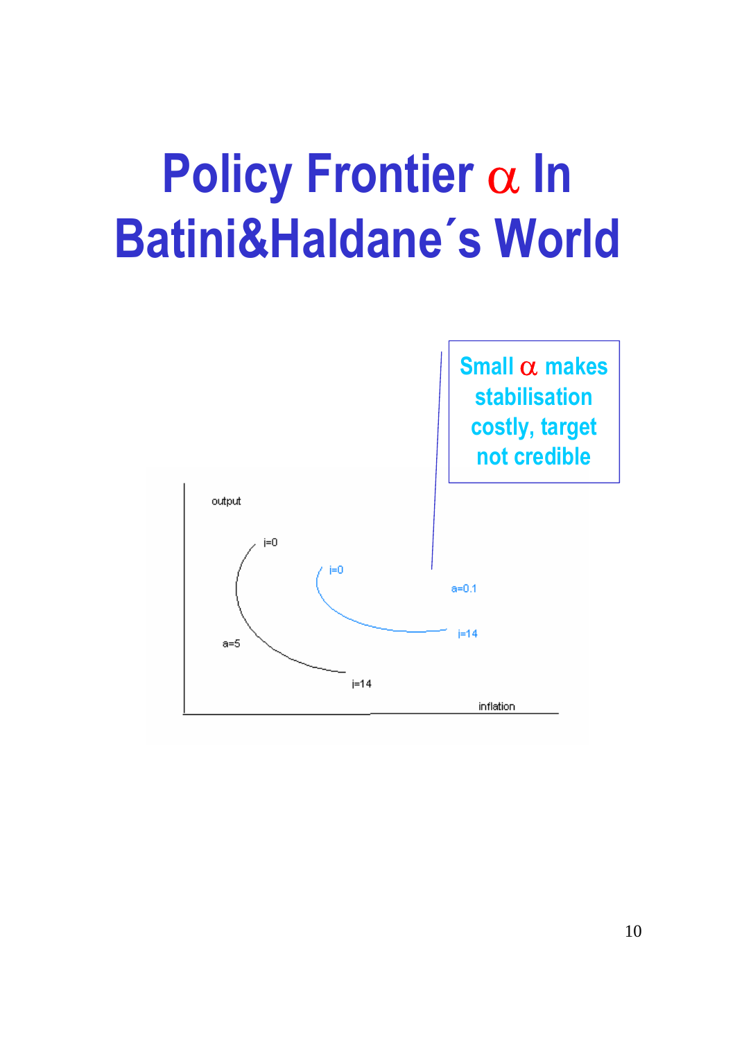# Policy Frontier $\alpha$ In Batini&Haldane´s World

Small $\alpha$ makes stabilisation costly, target not credible

output

i=0

i=0

a=0.1

i=14

a=5

i=14

inflation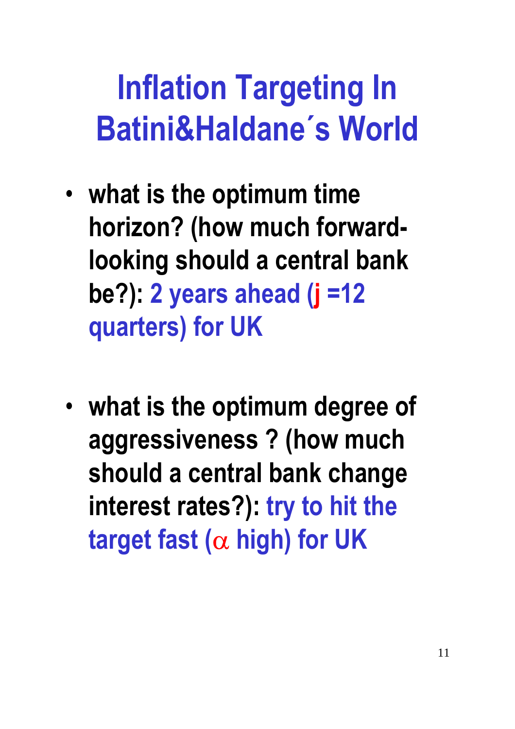# Inflation Targeting In Batini&Haldane´s World

- **what is the optimum time horizon? (how much forward-looking should a central bank be?): 2 years ahead ($j$ =12 quarters) for UK**

- **what is the optimum degree of aggressiveness ? (how much should a central bank change interest rates?): try to hit the target fast ($\alpha$ high) for UK**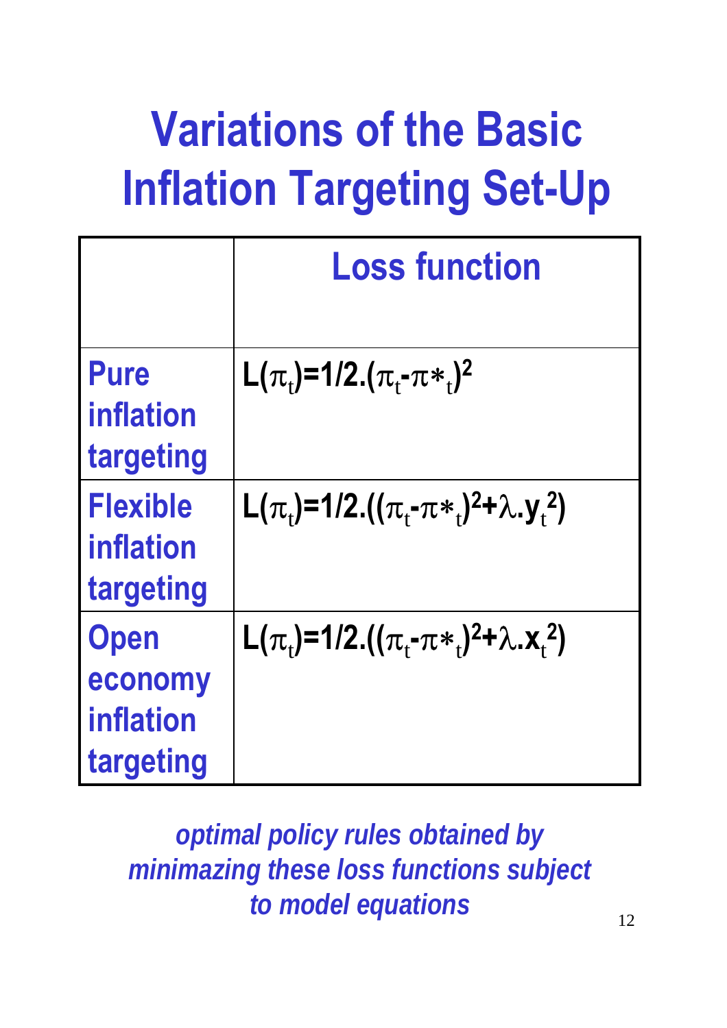# Variations of the Basic Inflation Targeting Set-Up

| | Loss function |
|---|---|
| **Pure inflation targeting** | $L(\pi_t)=1/2.(\pi_t-\pi*_t)^2$ |
| **Flexible inflation targeting** | $L(\pi_t)=1/2.((\pi_t-\pi*_t)^2+\lambda.y_t^2)$ |
| **Open economy inflation targeting** | $L(\pi_t)=1/2.((\pi_t-\pi*_t)^2+\lambda.x_t^2)$ |

*optimal policy rules obtained by minimazing these loss functions subject to model equations*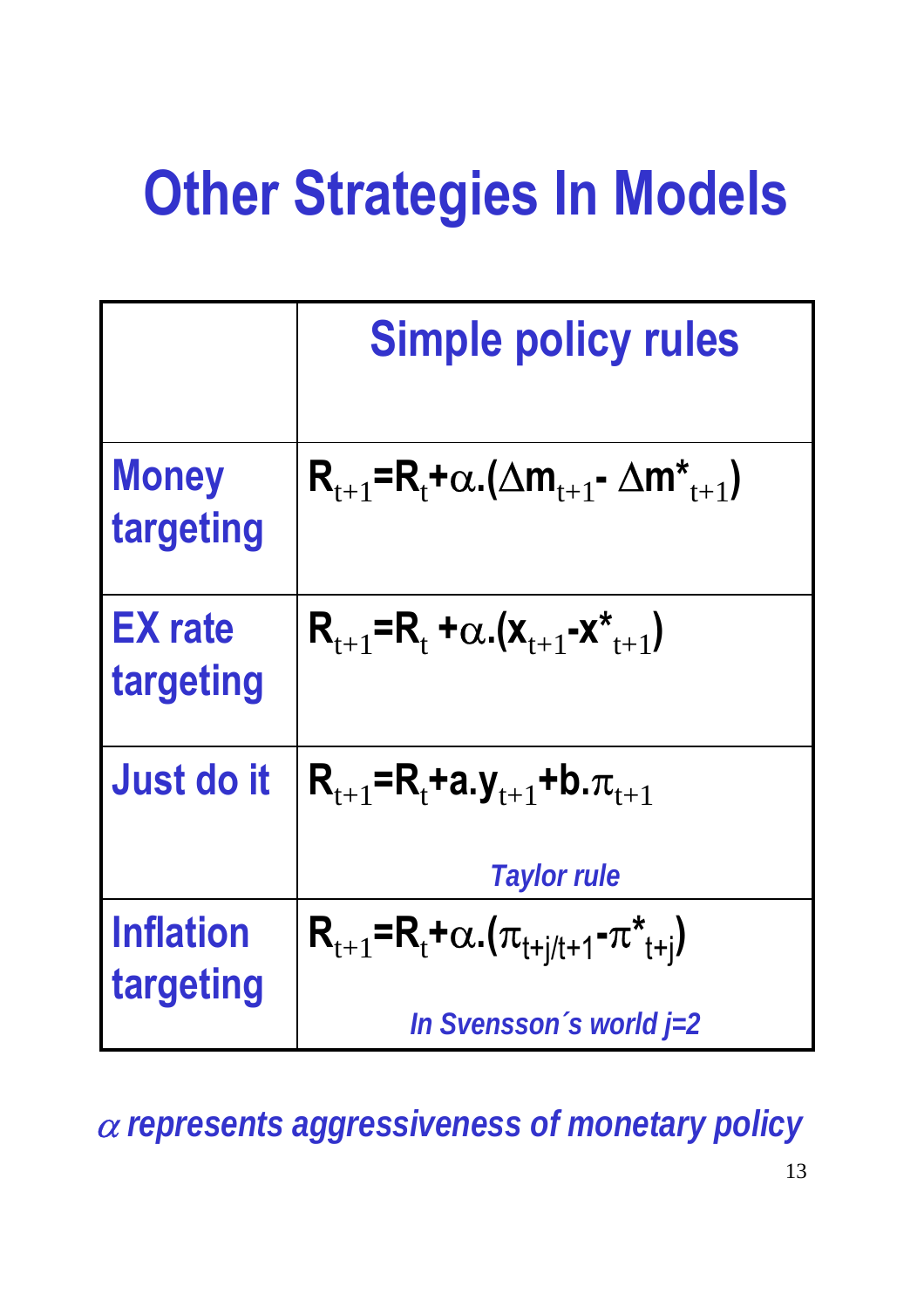# Other Strategies In Models

| | Simple policy rules |
|---|---|
| Money targeting | $R_{t+1}=R_t+\alpha.(\Delta m_{t+1}-\Delta m^*_{t+1})$ |
| EX rate targeting | $R_{t+1}=R_t+\alpha.(x_{t+1}-x^*_{t+1})$ |
| Just do it | $R_{t+1}=R_t+a.y_{t+1}+b.\pi_{t+1}$ <br> *Taylor rule* |
| Inflation targeting | $R_{t+1}=R_t+\alpha.(\pi_{t+j/t+1}-\pi^*_{t+j})$ <br> *In Svensson´s world j=2* |

*$\alpha$ represents aggressiveness of monetary policy*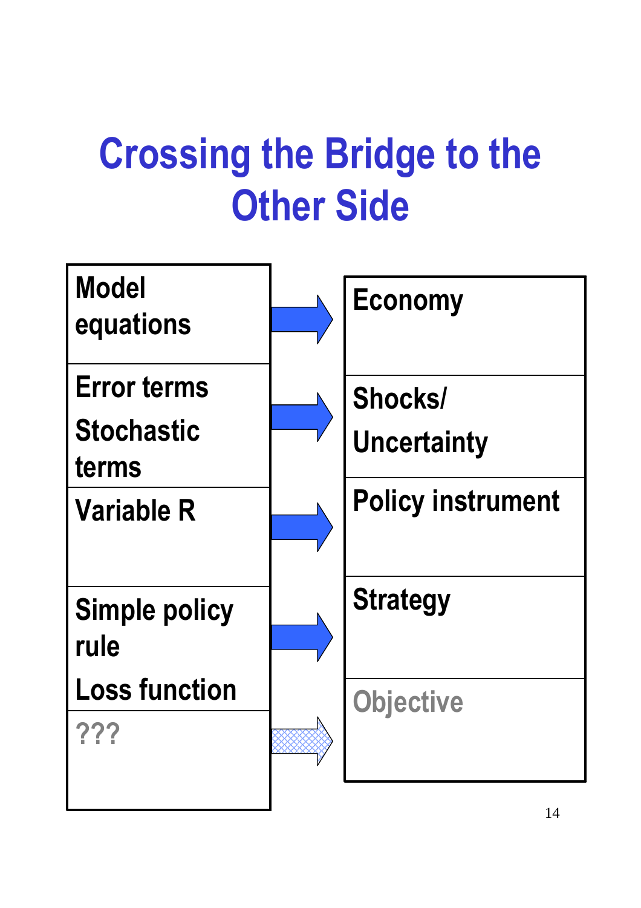# Crossing the Bridge to the Other Side

| Model | | Other Side |
| --- | --- | --- |
| Model equations | → | Economy |
| Error terms<br>Stochastic terms | → | Shocks/<br>Uncertainty |
| Variable R | → | Policy instrument |
| Simple policy rule<br>Loss function | → | Strategy |
| ??? | → | Objective |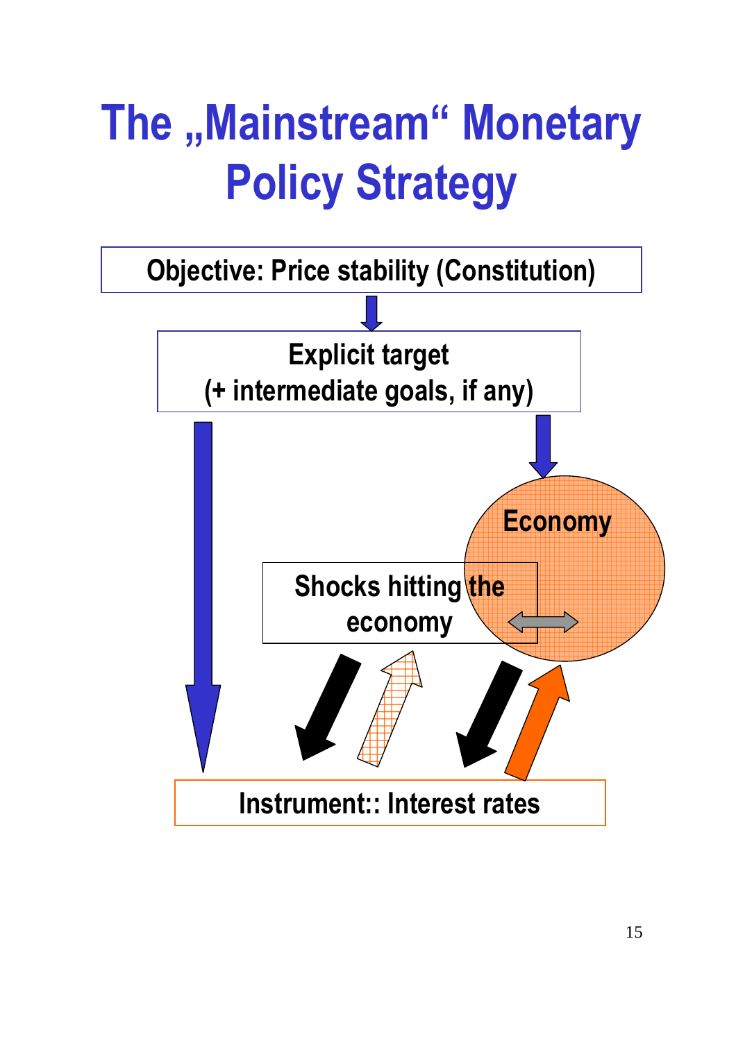# The „Mainstream“ Monetary Policy Strategy

Objective: Price stability (Constitution)

Explicit target
(+ intermediate goals, if any)

Economy

Shocks hitting the economy

Instrument:: Interest rates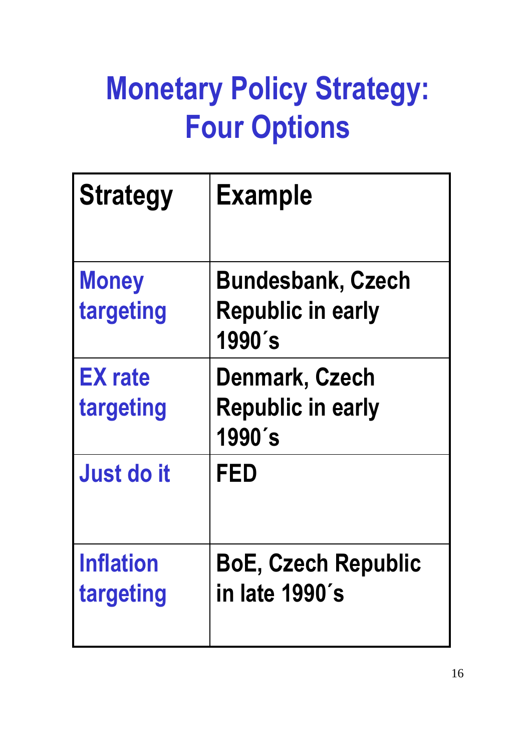# Monetary Policy Strategy: Four Options

| Strategy | Example |
| --- | --- |
| Money targeting | Bundesbank, Czech Republic in early 1990´s |
| EX rate targeting | Denmark, Czech Republic in early 1990´s |
| Just do it | FED |
| Inflation targeting | BoE, Czech Republic in late 1990´s |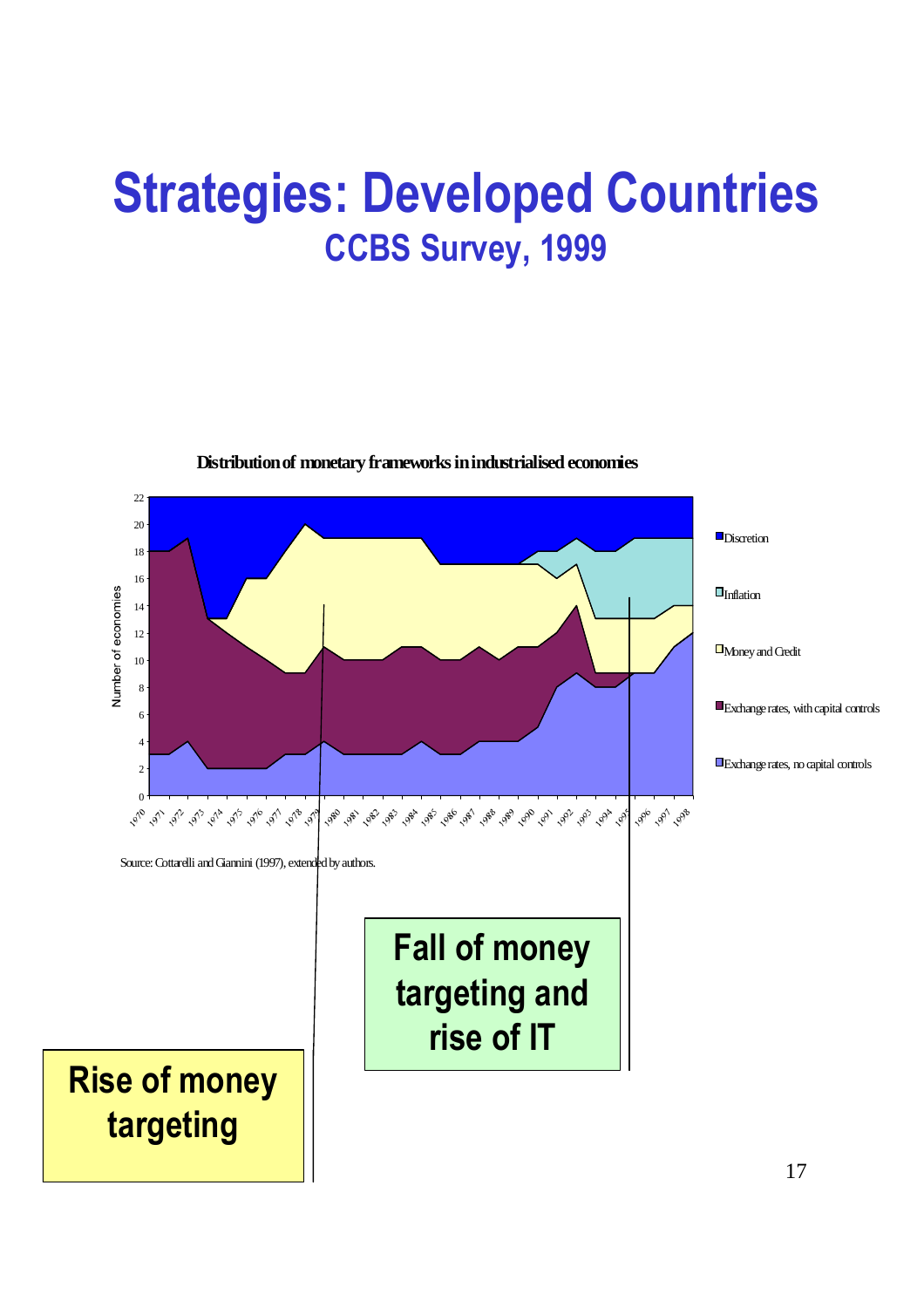# Strategies: Developed Countries

## CCBS Survey, 1999

**Distribution of monetary frameworks in industrialised economies**

Number of economies

- Discretion
- Inflation
- Money and Credit
- Exchange rates, with capital controls
- Exchange rates, no capital controls

Source: Cottarelli and Giannini (1997), extended by authors.

**Rise of money targeting**

**Fall of money targeting and rise of IT**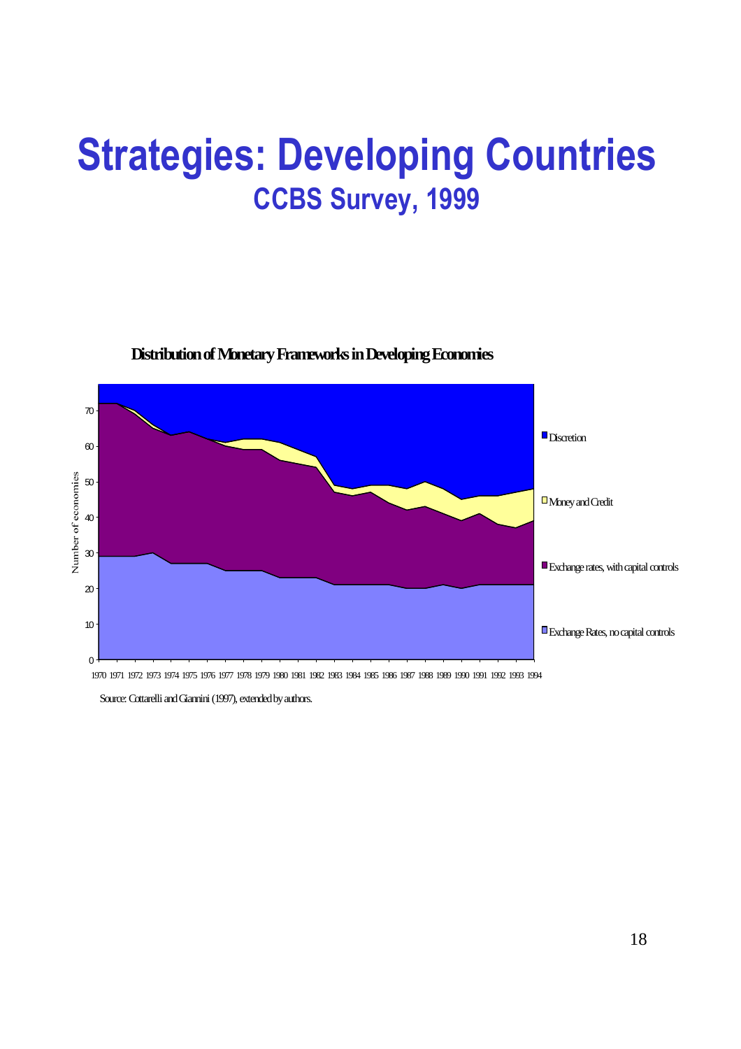# Strategies: Developing Countries

## CCBS Survey, 1999

**Distribution of Monetary Frameworks in Developing Economies**

Number of economies

- Discretion
- Money and Credit
- Exchange rates, with capital controls
- Exchange Rates, no capital controls

1970 1971 1972 1973 1974 1975 1976 1977 1978 1979 1980 1981 1982 1983 1984 1985 1986 1987 1988 1989 1990 1991 1992 1993 1994

Source: Cottarelli and Giannini (1997), extended by authors.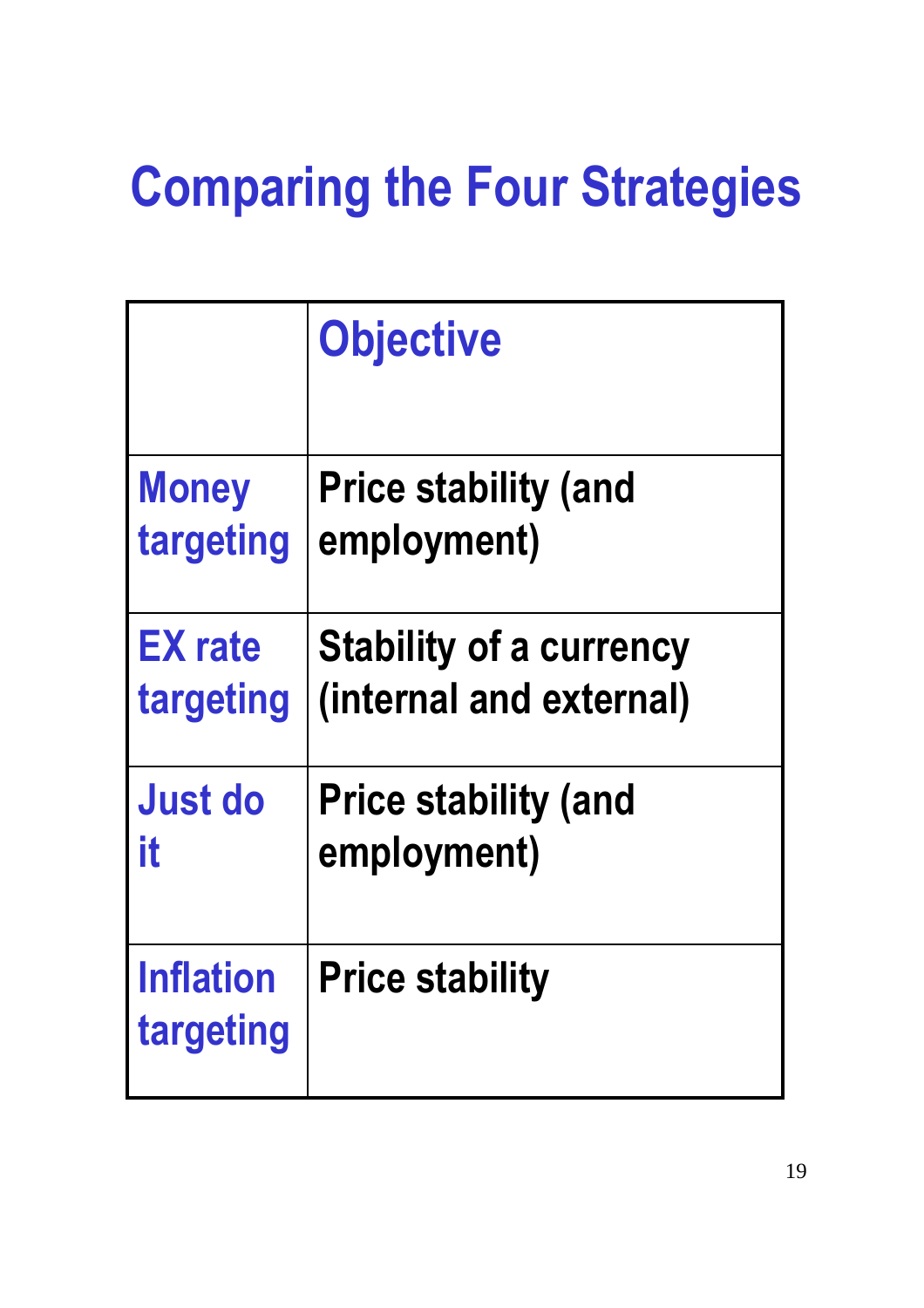# Comparing the Four Strategies

| | Objective |
|---|---|
| Money targeting | Price stability (and employment) |
| EX rate targeting | Stability of a currency (internal and external) |
| Just do it | Price stability (and employment) |
| Inflation targeting | Price stability |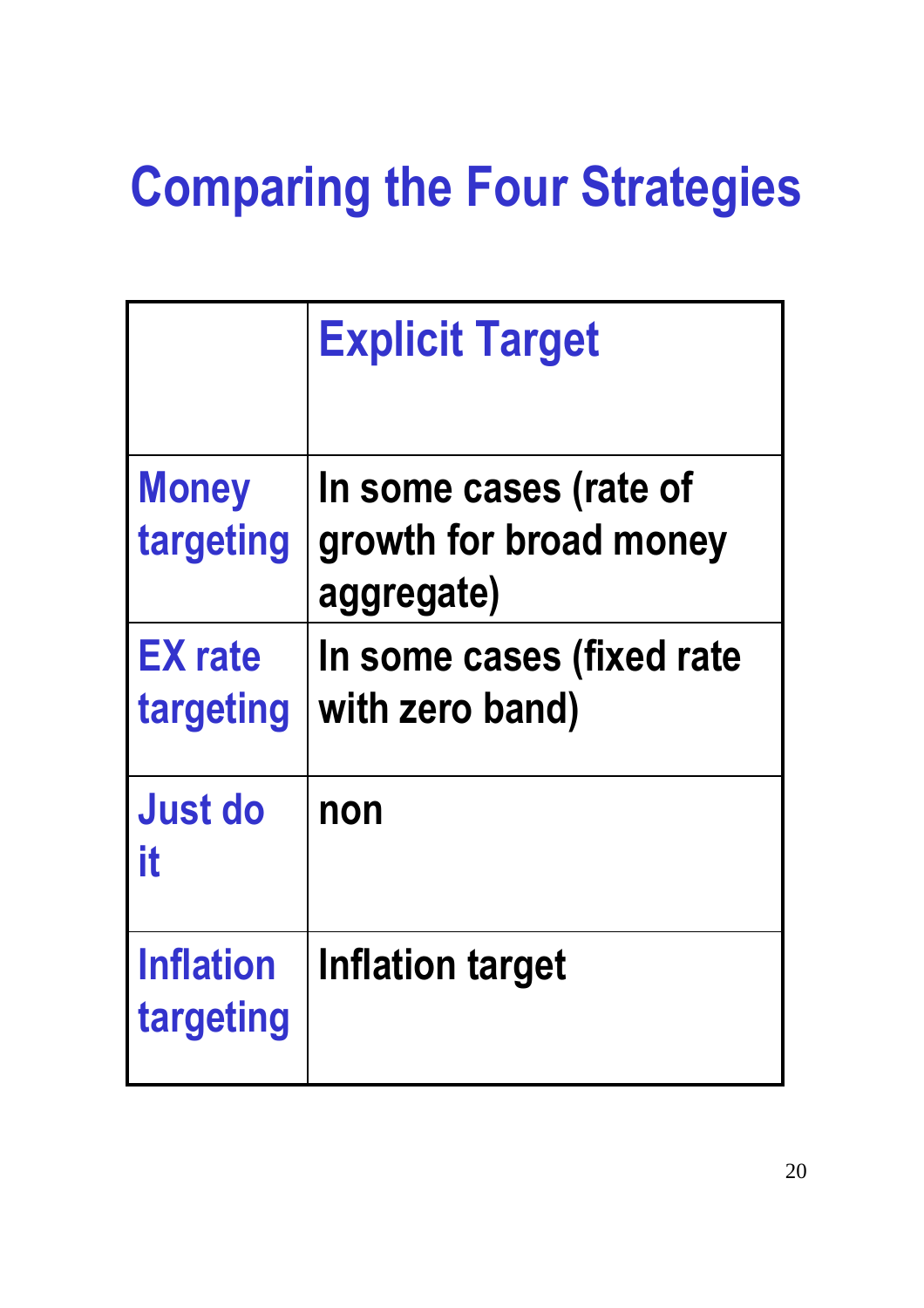# Comparing the Four Strategies

| | Explicit Target |
|---|---|
| Money targeting | In some cases (rate of growth for broad money aggregate) |
| EX rate targeting | In some cases (fixed rate with zero band) |
| Just do it | non |
| Inflation targeting | Inflation target |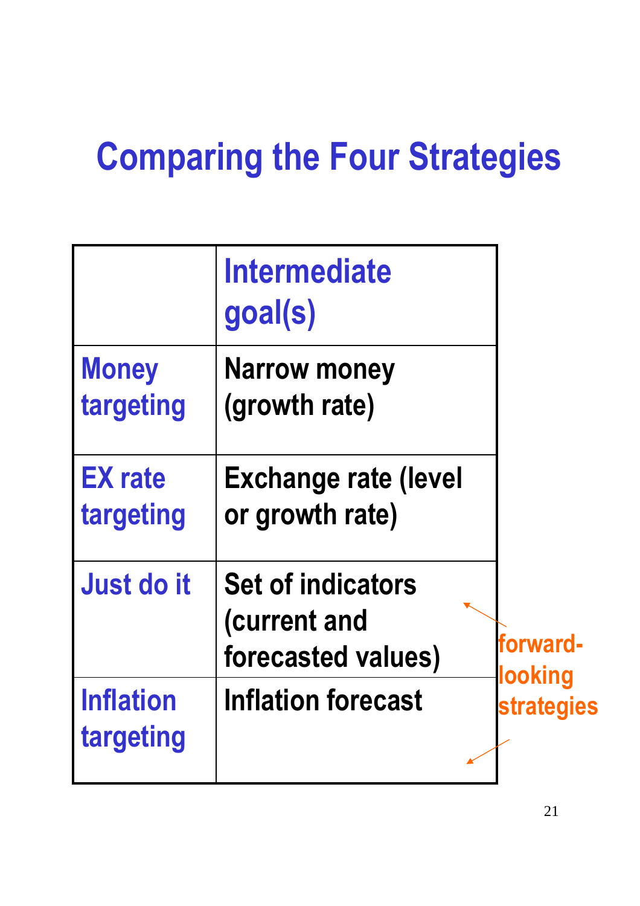# Comparing the Four Strategies

| | Intermediate goal(s) |
|---|---|
| Money targeting | Narrow money (growth rate) |
| EX rate targeting | Exchange rate (level or growth rate) |
| Just do it | Set of indicators (current and forecasted values) |
| Inflation targeting | Inflation forecast |

forward-looking strategies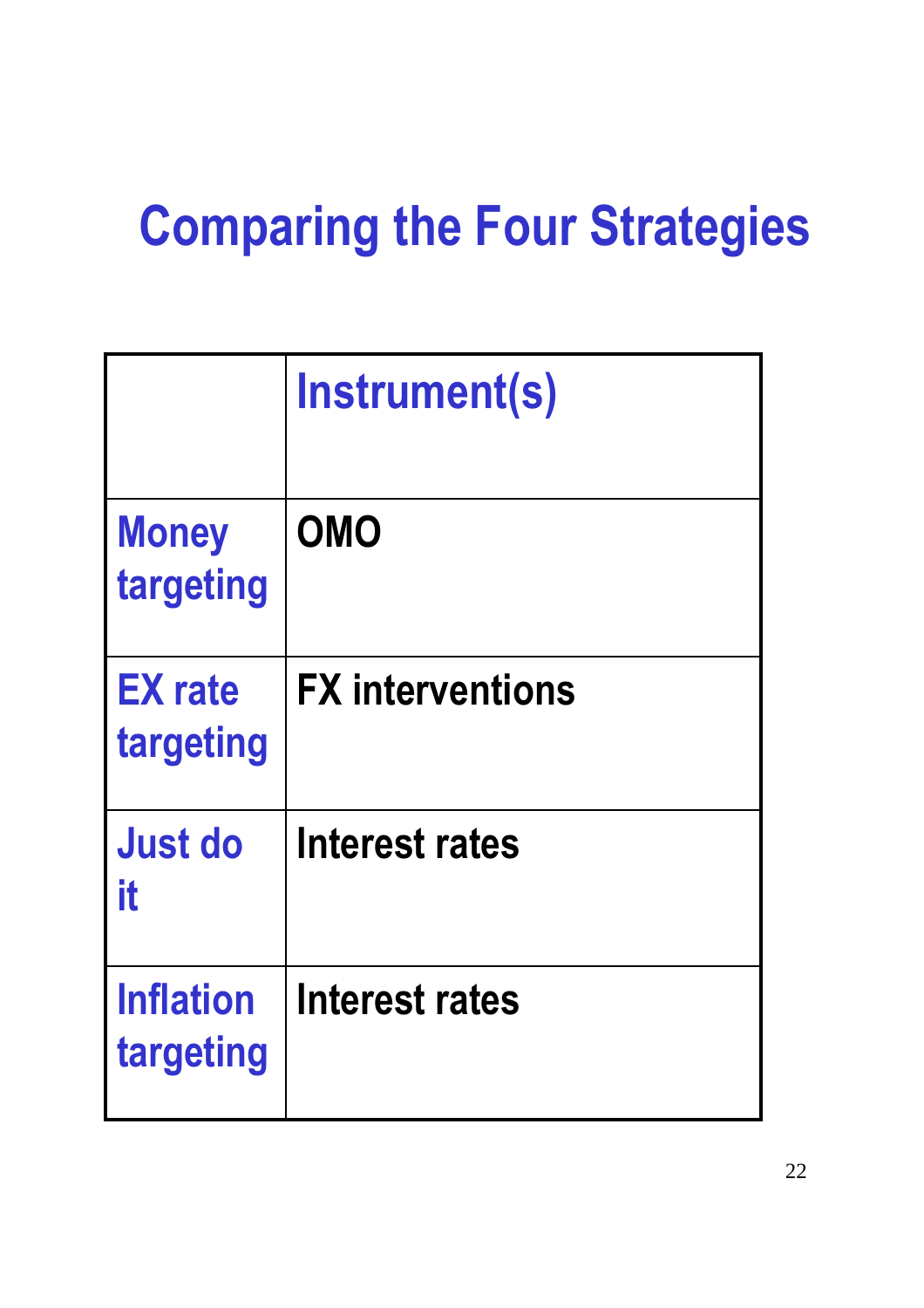# Comparing the Four Strategies

| | Instrument(s) |
|---|---|
| Money targeting | OMO |
| EX rate targeting | FX interventions |
| Just do it | Interest rates |
| Inflation targeting | Interest rates |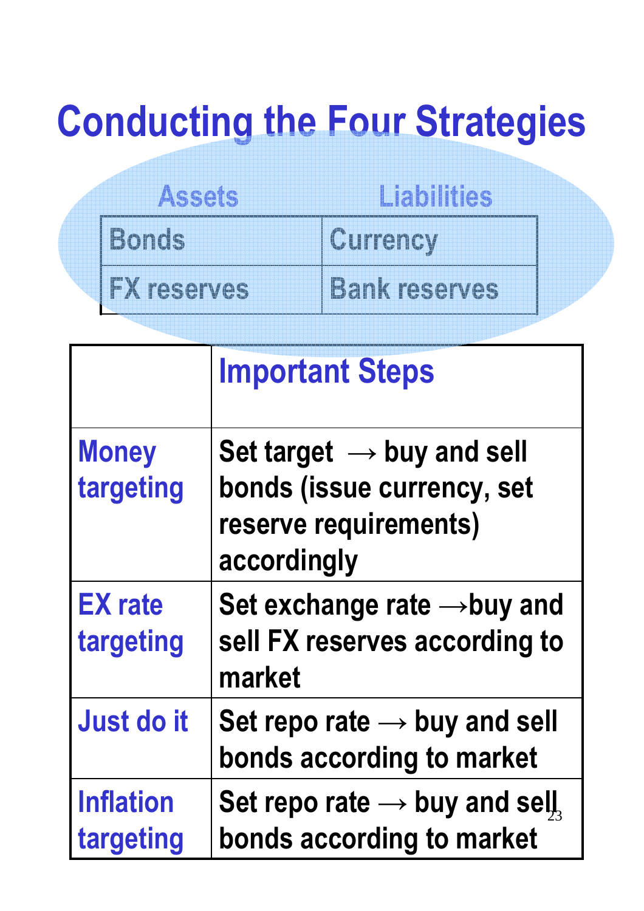# Conducting the Four Strategies

| Assets | Liabilities |
|---|---|
| Bonds | Currency |
| FX reserves | Bank reserves |

| | Important Steps |
|---|---|
| Money targeting | Set target → buy and sell bonds (issue currency, set reserve requirements) accordingly |
| EX rate targeting | Set exchange rate →buy and sell FX reserves according to market |
| Just do it | Set repo rate → buy and sell bonds according to market |
| Inflation targeting | Set repo rate → buy and sell bonds according to market |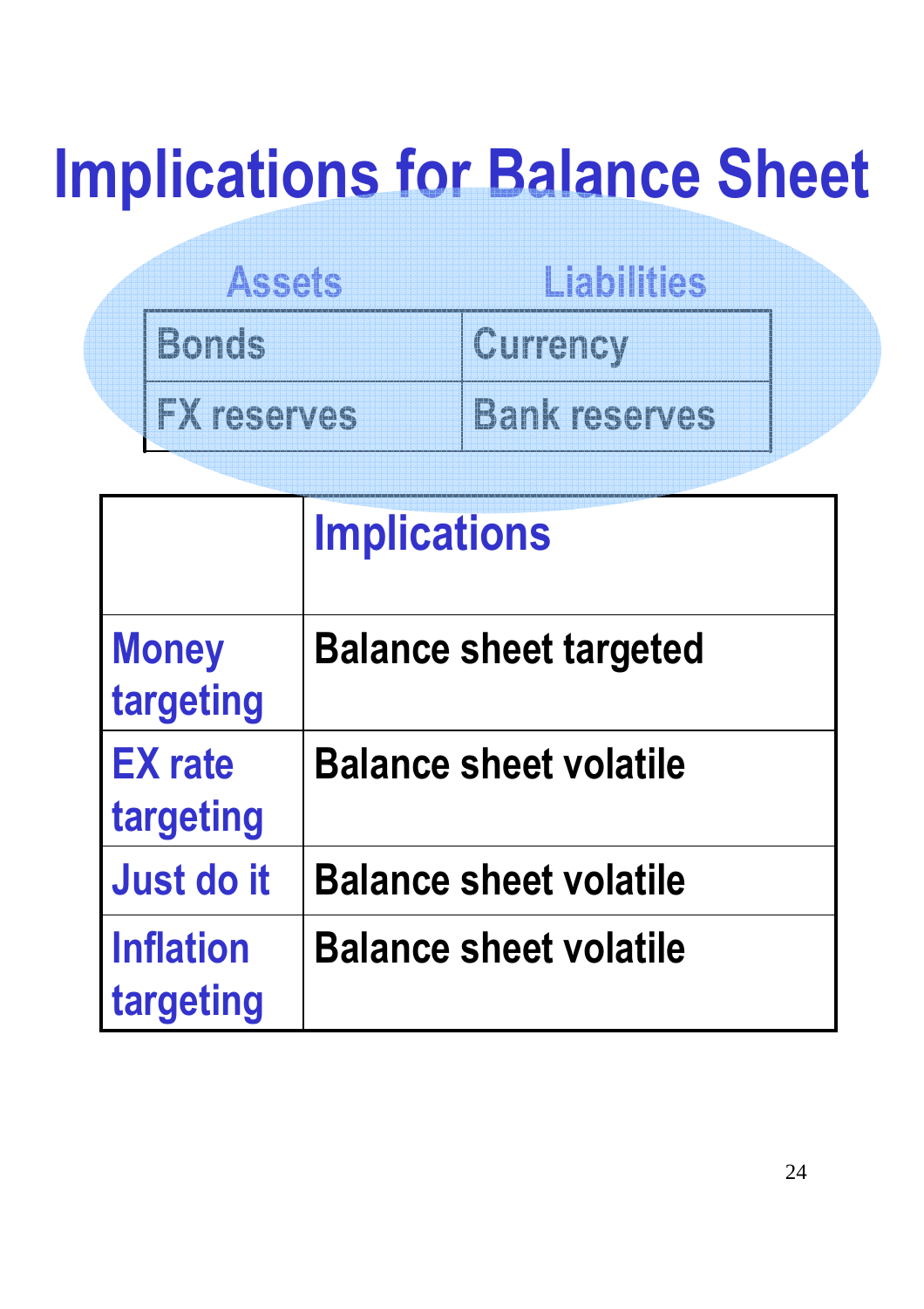# Implications for Balance Sheet

| Assets | Liabilities |
| --- | --- |
| Bonds | Currency |
| FX reserves | Bank reserves |

| | Implications |
| --- | --- |
| Money targeting | Balance sheet targeted |
| EX rate targeting | Balance sheet volatile |
| Just do it | Balance sheet volatile |
| Inflation targeting | Balance sheet volatile |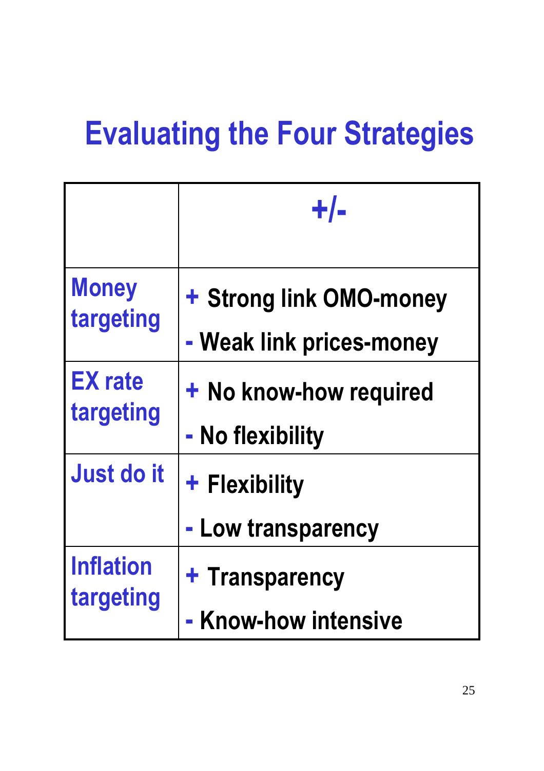# Evaluating the Four Strategies

| | +/- |
|---|---|
| Money targeting | + Strong link OMO-money<br>- Weak link prices-money |
| EX rate targeting | + No know-how required<br>- No flexibility |
| Just do it | + Flexibility<br>- Low transparency |
| Inflation targeting | + Transparency<br>- Know-how intensive |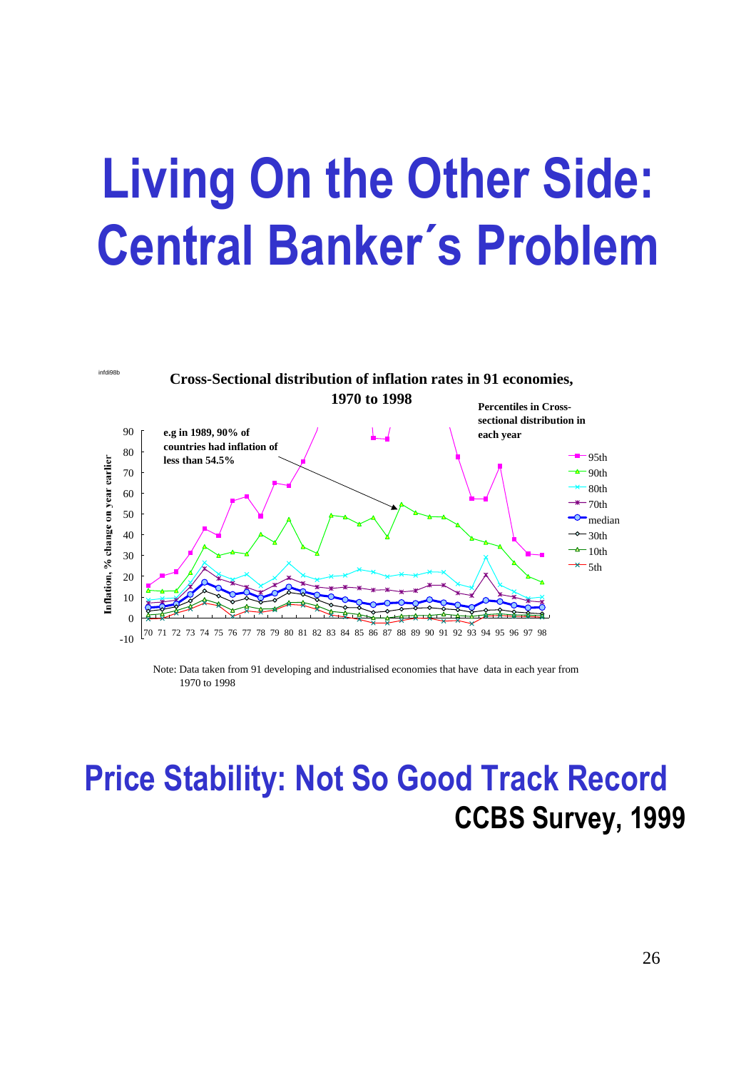# Living On the Other Side: Central Banker´s Problem

infdi98b

**Cross-Sectional distribution of inflation rates in 91 economies, 1970 to 1998**

**e.g in 1989, 90% of countries had inflation of less than 54.5%**

**Percentiles in Cross-sectional distribution in each year**

- 95th
- 90th
- 80th
- 70th
- median
- 30th
- 10th
- 5th

**Inflation, % change on year earlier**

Note: Data taken from 91 developing and industrialised economies that have data in each year from 1970 to 1998

## Price Stability: Not So Good Track Record

### CCBS Survey, 1999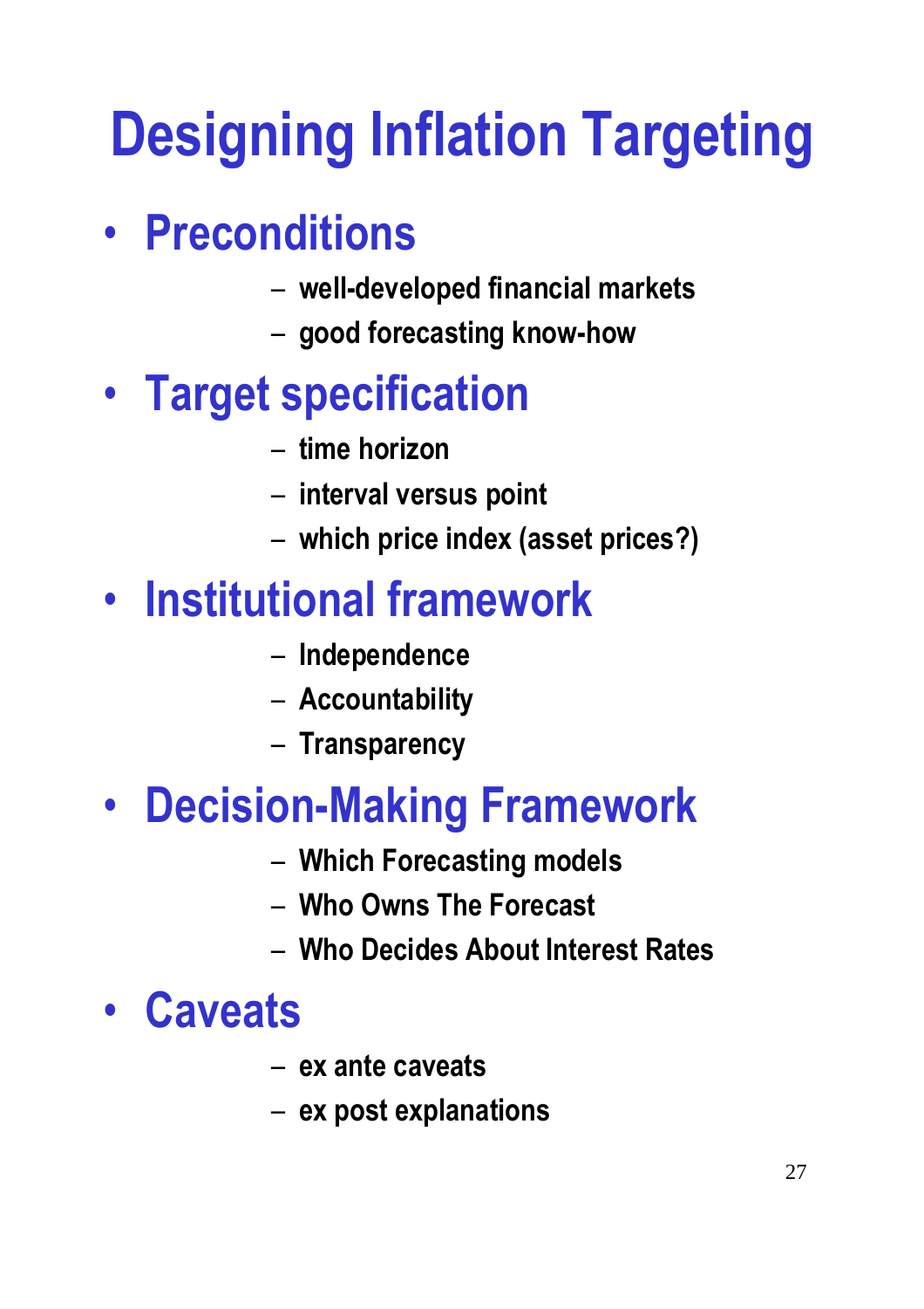# Designing Inflation Targeting

- **Preconditions**
  - well-developed financial markets
  - good forecasting know-how
- **Target specification**
  - time horizon
  - interval versus point
  - which price index (asset prices?)
- **Institutional framework**
  - Independence
  - Accountability
  - Transparency
- **Decision-Making Framework**
  - Which Forecasting models
  - Who Owns The Forecast
  - Who Decides About Interest Rates
- **Caveats**
  - ex ante caveats
  - ex post explanations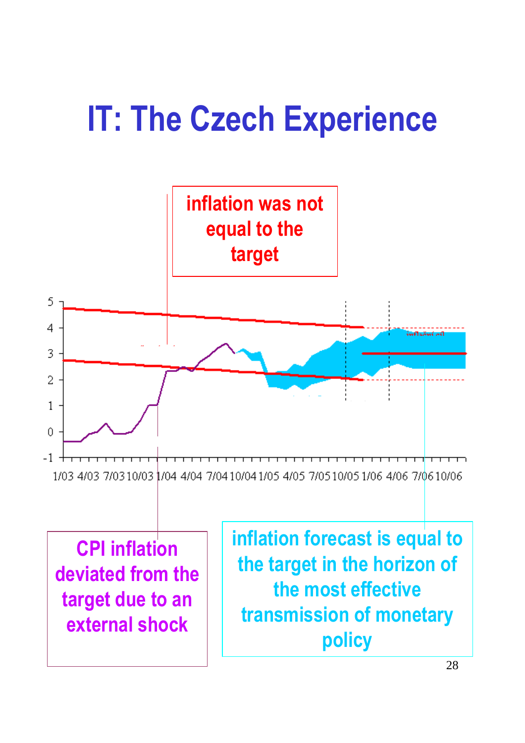# IT: The Czech Experience

inflation was not equal to the target

CPI inflation deviated from the target due to an external shock

inflation forecast is equal to the target in the horizon of the most effective transmission of monetary policy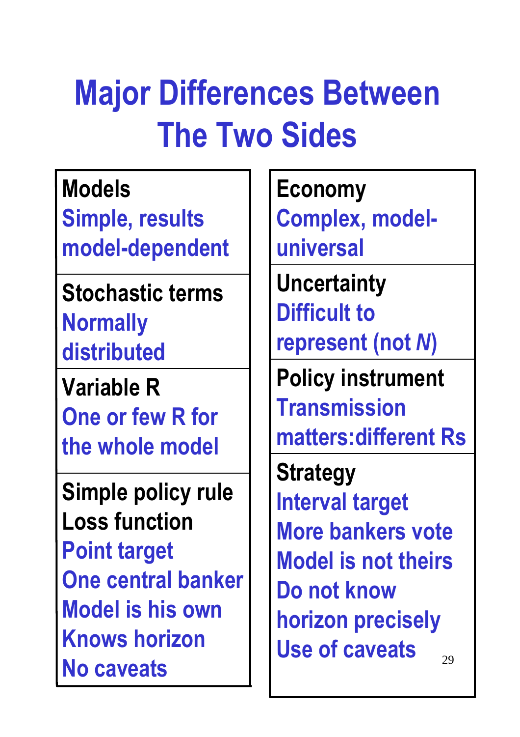# Major Differences Between The Two Sides

| | |
|---|---|
| **Models**<br>Simple, results model-dependent | **Economy**<br>Complex, model-universal |
| **Stochastic terms**<br>Normally distributed | **Uncertainty**<br>Difficult to represent (not *N*) |
| **Variable R**<br>One or few R for the whole model | **Policy instrument**<br>Transmission matters:different Rs |
| **Simple policy rule**<br>**Loss function**<br>Point target<br>One central banker<br>Model is his own<br>Knows horizon<br>No caveats | **Strategy**<br>Interval target<br>More bankers vote<br>Model is not theirs<br>Do not know horizon precisely<br>Use of caveats |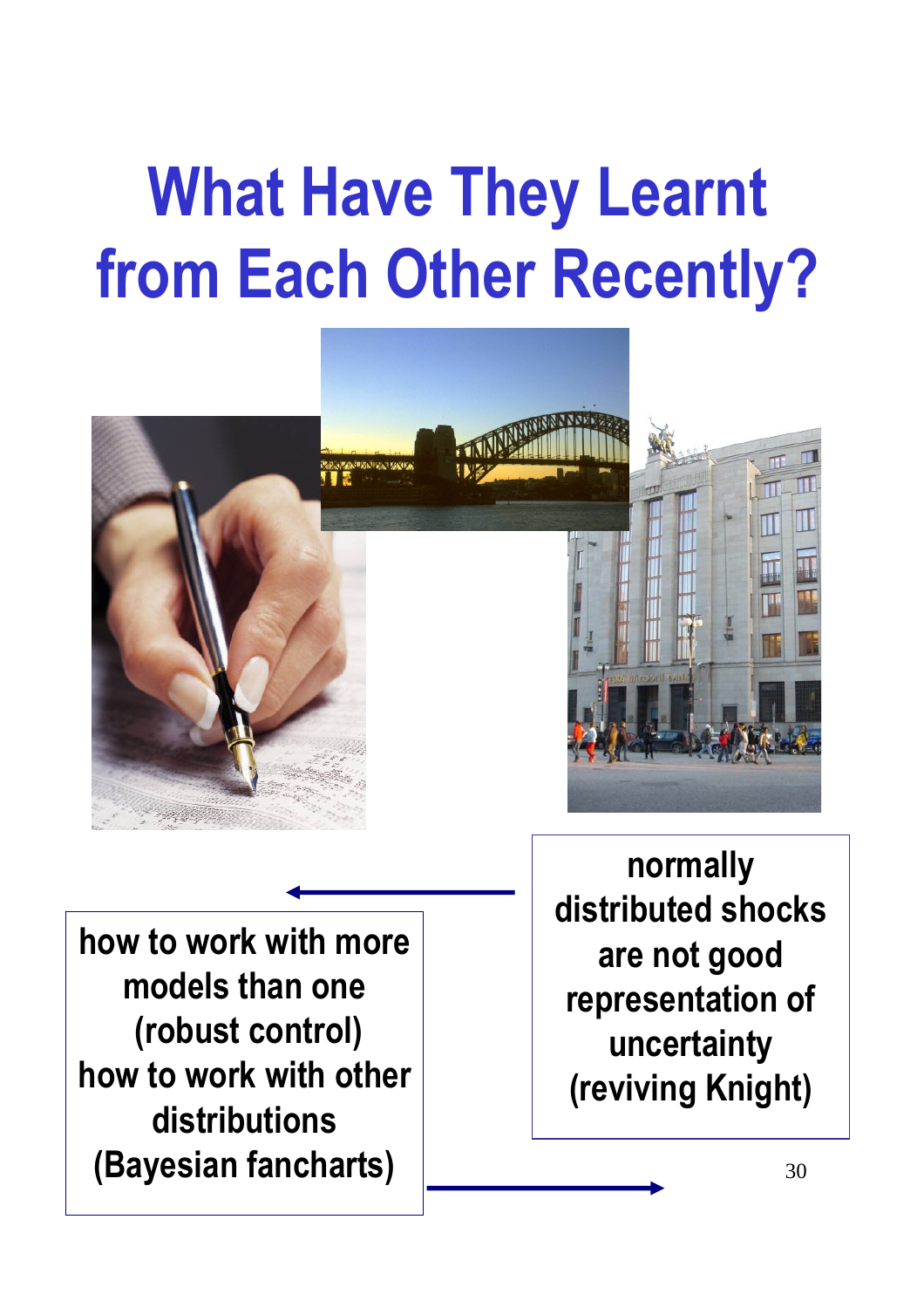# What Have They Learnt from Each Other Recently?

how to work with more models than one (robust control)
how to work with other distributions (Bayesian fancharts)

normally distributed shocks are not good representation of uncertainty (reviving Knight)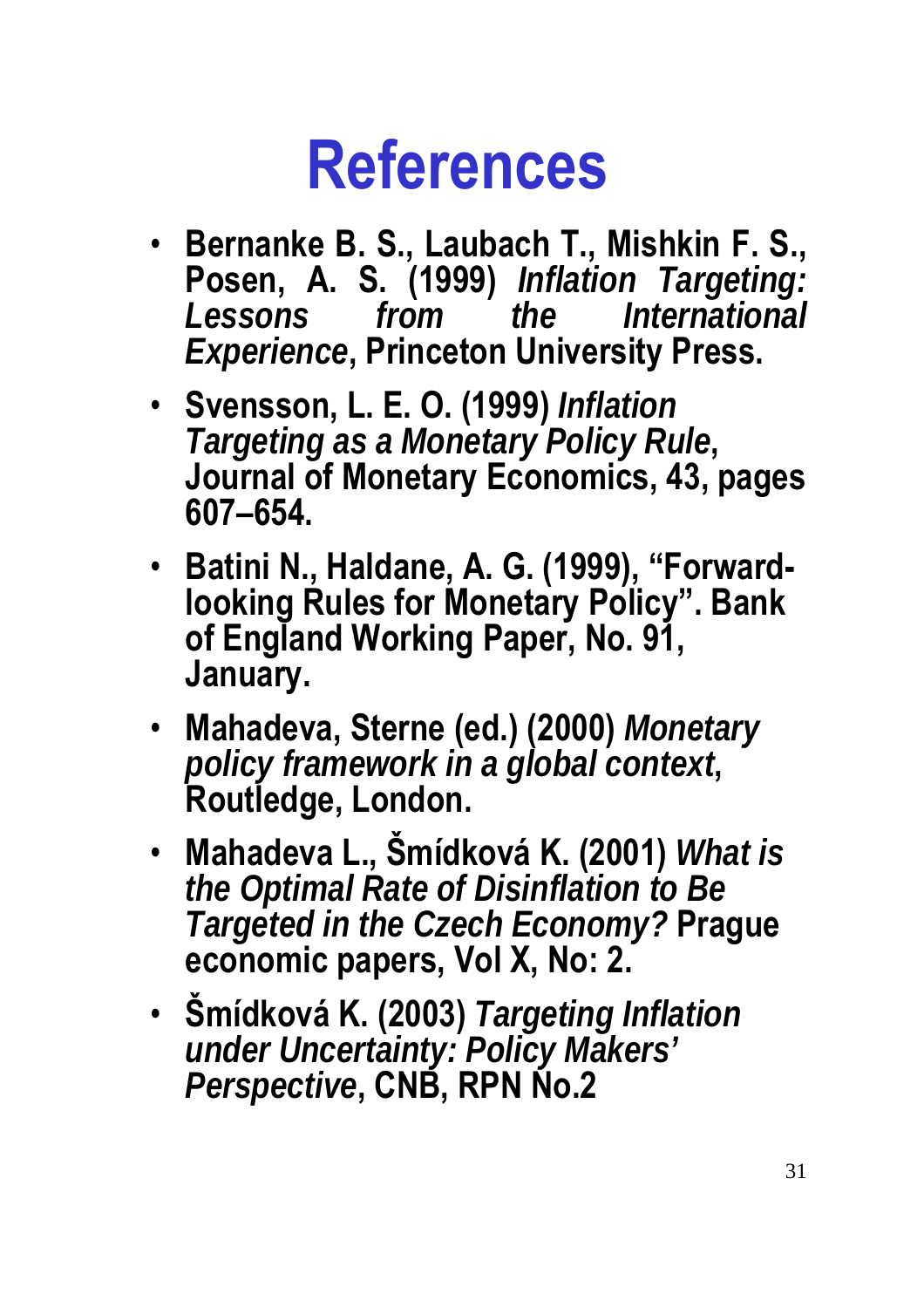# References

- **Bernanke B. S., Laubach T., Mishkin F. S., Posen, A. S. (1999)** ***Inflation Targeting: Lessons from the International Experience*****, Princeton University Press.**
- **Svensson, L. E. O. (1999)** ***Inflation Targeting as a Monetary Policy Rule*****, Journal of Monetary Economics, 43, pages 607–654.**
- **Batini N., Haldane, A. G. (1999), "Forward-looking Rules for Monetary Policy". Bank of England Working Paper, No. 91, January.**
- **Mahadeva, Sterne (ed.) (2000)** ***Monetary policy framework in a global context*****, Routledge, London.**
- **Mahadeva L., Šmídková K. (2001)** ***What is the Optimal Rate of Disinflation to Be Targeted in the Czech Economy?*** **Prague economic papers, Vol X, No: 2.**
- **Šmídková K. (2003)** ***Targeting Inflation under Uncertainty: Policy Makers' Perspective*****, CNB, RPN No.2**